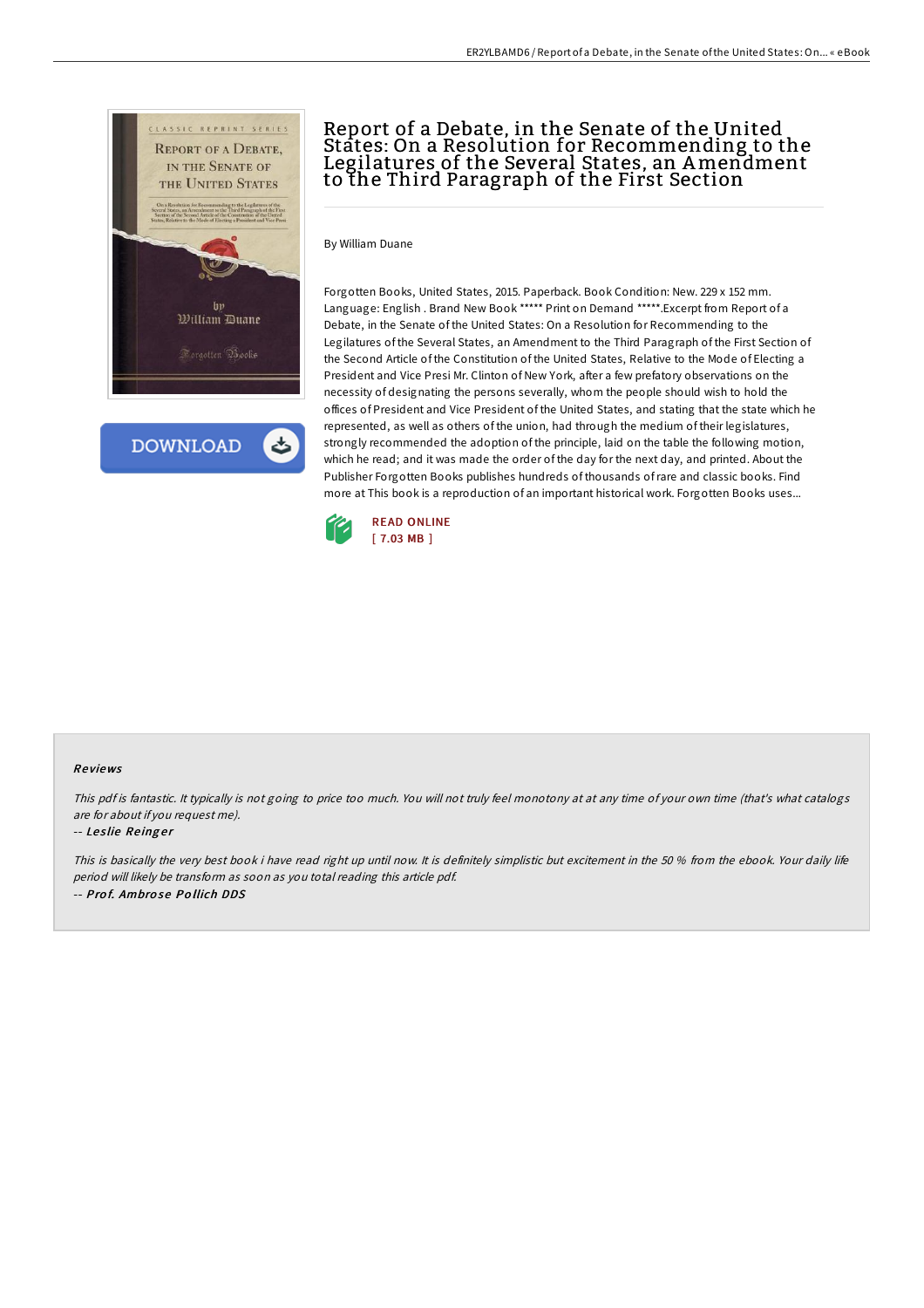# Report of a Debate, in the Senate of the United States: On a Resolution for Recommending to the Legilatures of the Several States, an Amendment to the Third Paragraph of the First Section

By William Duane

Forgotten Books, United States, 2015. Paperback. Book Condition: New. 229 x 152 mm. Language: English . Brand New Book ***** Print on Demand *****.Excerpt from Report of a Debate, in the Senate of the United States: On a Resolution for Recommending to the Legilatures of the Several States, an Amendment to the Third Paragraph of the First Section of the Second Article of the Constitution of the United States, Relative to the Mode of Electing a President and Vice Presi Mr. Clinton of New York, after a few prefatory observations on the necessity of designating the persons severally, whom the people should wish to hold the offices of President and Vice President of the United States, and stating that the state which he represented, as well as others of the union, had through the medium of their legislatures, strongly recommended the adoption of the principle, laid on the table the following motion, which he read; and it was made the order of the day for the next day, and printed. About the Publisher Forgotten Books publishes hundreds of thousands of rare and classic books. Find more at This book is a reproduction of an important historical work. Forgotten Books uses...

READ ONLINE
[ 7.03 MB ]

## Reviews

*This pdf is fantastic. It typically is not going to price too much. You will not truly feel monotony at at any time of your own time (that's what catalogs are for about if you request me).*

-- ***Leslie Reinger***

*This is basically the very best book i have read right up until now. It is definitely simplistic but excitement in the 50 % from the ebook. Your daily life period will likely be transform as soon as you total reading this article pdf.*

-- ***Prof. Ambrose Pollich DDS***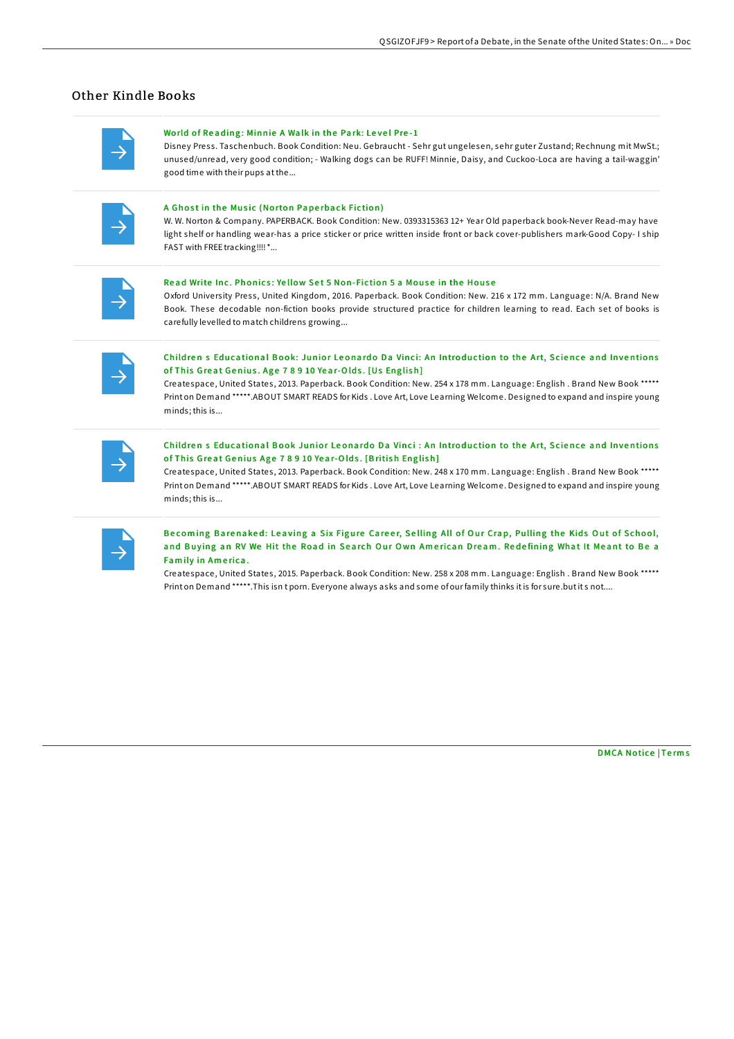## Other Kindle Books

### World of Reading: Minnie A Walk in the Park: Level Pre-1

Disney Press. Taschenbuch. Book Condition: Neu. Gebraucht - Sehr gut ungelesen, sehr guter Zustand; Rechnung mit MwSt.; unused/unread, very good condition; - Walking dogs can be RUFF! Minnie, Daisy, and Cuckoo-Loca are having a tail-waggin' good time with their pups at the...

### A Ghost in the Music (Norton Paperback Fiction)

W. W. Norton & Company. PAPERBACK. Book Condition: New. 0393315363 12+ Year Old paperback book-Never Read-may have light shelf or handling wear-has a price sticker or price written inside front or back cover-publishers mark-Good Copy- I ship FAST with FREE tracking!!!! *...

### Read Write Inc. Phonics: Yellow Set 5 Non-Fiction 5 a Mouse in the House

Oxford University Press, United Kingdom, 2016. Paperback. Book Condition: New. 216 x 172 mm. Language: N/A. Brand New Book. These decodable non-fiction books provide structured practice for children learning to read. Each set of books is carefully levelled to match childrens growing...

### Children s Educational Book: Junior Leonardo Da Vinci: An Introduction to the Art, Science and Inventions of This Great Genius. Age 7 8 9 10 Year-Olds. [Us English]

Createspace, United States, 2013. Paperback. Book Condition: New. 254 x 178 mm. Language: English . Brand New Book ***** Print on Demand *****.ABOUT SMART READS for Kids . Love Art, Love Learning Welcome. Designed to expand and inspire young minds; this is...

### Children s Educational Book Junior Leonardo Da Vinci : An Introduction to the Art, Science and Inventions of This Great Genius Age 7 8 9 10 Year-Olds. [British English]

Createspace, United States, 2013. Paperback. Book Condition: New. 248 x 170 mm. Language: English . Brand New Book ***** Print on Demand *****.ABOUT SMART READS for Kids . Love Art, Love Learning Welcome. Designed to expand and inspire young minds; this is...

### Becoming Barenaked: Leaving a Six Figure Career, Selling All of Our Crap, Pulling the Kids Out of School, and Buying an RV We Hit the Road in Search Our Own American Dream. Redefining What It Meant to Be a Family in America.

Createspace, United States, 2015. Paperback. Book Condition: New. 258 x 208 mm. Language: English . Brand New Book ***** Print on Demand *****.This isn t porn. Everyone always asks and some of our family thinks it is for sure.but it s not....

DMCA Notice | Terms